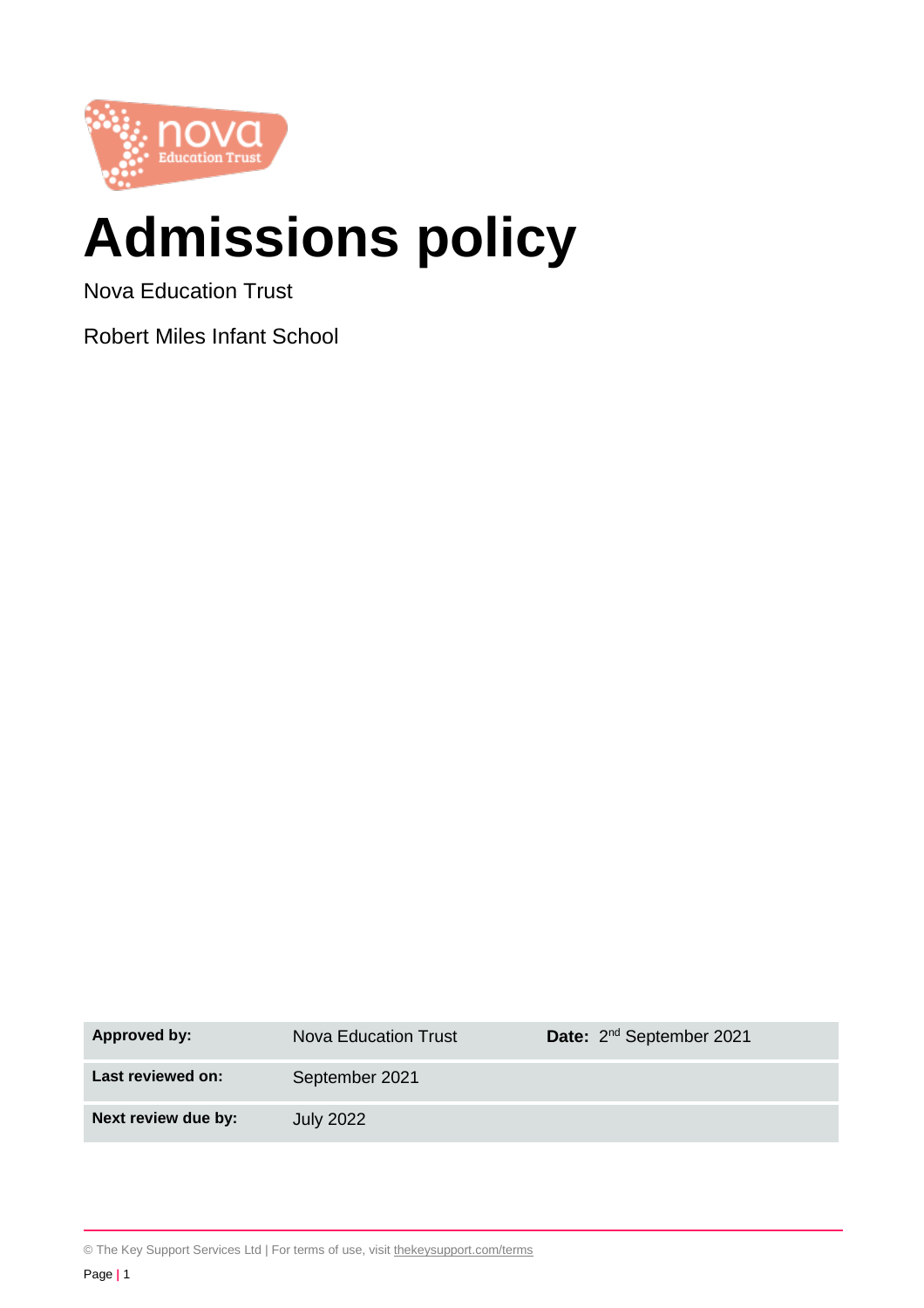# Admissions policy

Nova Education Trust

Robert Miles Infant School

| **Approved by:** | Nova Education Trust | **Date:** 2nd September 2021 |
| --- | --- | --- |
| **Last reviewed on:** | September 2021 | |
| **Next review due by:** | July 2022 | |

© The Key Support Services Ltd | For terms of use, visit thekeysupport.com/terms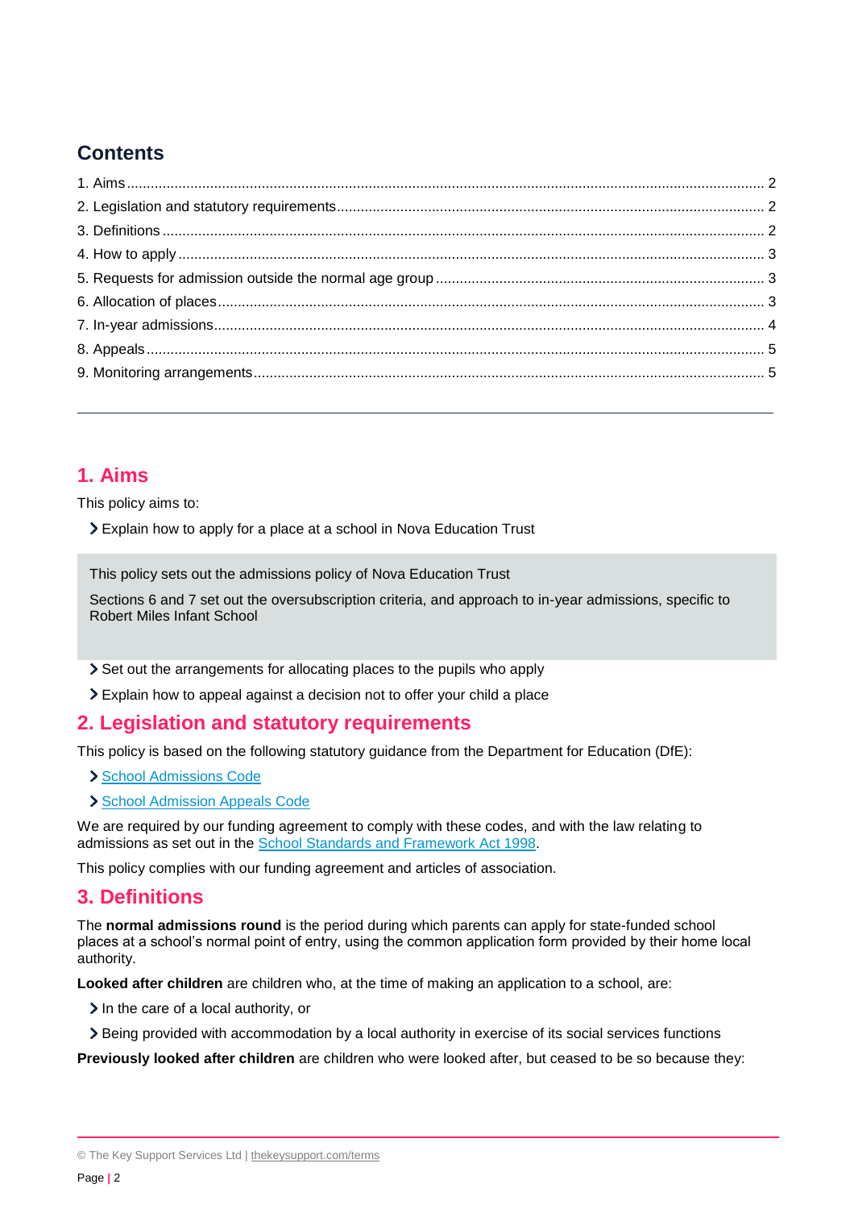## Contents

1. Aims .......... 2
2. Legislation and statutory requirements .......... 2
3. Definitions .......... 2
4. How to apply .......... 3
5. Requests for admission outside the normal age group .......... 3
6. Allocation of places .......... 3
7. In-year admissions .......... 4
8. Appeals .......... 5
9. Monitoring arrangements .......... 5

---

## 1. Aims

This policy aims to:

- Explain how to apply for a place at a school in Nova Education Trust

> This policy sets out the admissions policy of Nova Education Trust
>
> Sections 6 and 7 set out the oversubscription criteria, and approach to in-year admissions, specific to Robert Miles Infant School

- Set out the arrangements for allocating places to the pupils who apply
- Explain how to appeal against a decision not to offer your child a place

## 2. Legislation and statutory requirements

This policy is based on the following statutory guidance from the Department for Education (DfE):

- School Admissions Code
- School Admission Appeals Code

We are required by our funding agreement to comply with these codes, and with the law relating to admissions as set out in the School Standards and Framework Act 1998.

This policy complies with our funding agreement and articles of association.

## 3. Definitions

The **normal admissions round** is the period during which parents can apply for state-funded school places at a school's normal point of entry, using the common application form provided by their home local authority.

**Looked after children** are children who, at the time of making an application to a school, are:

- In the care of a local authority, or
- Being provided with accommodation by a local authority in exercise of its social services functions

**Previously looked after children** are children who were looked after, but ceased to be so because they: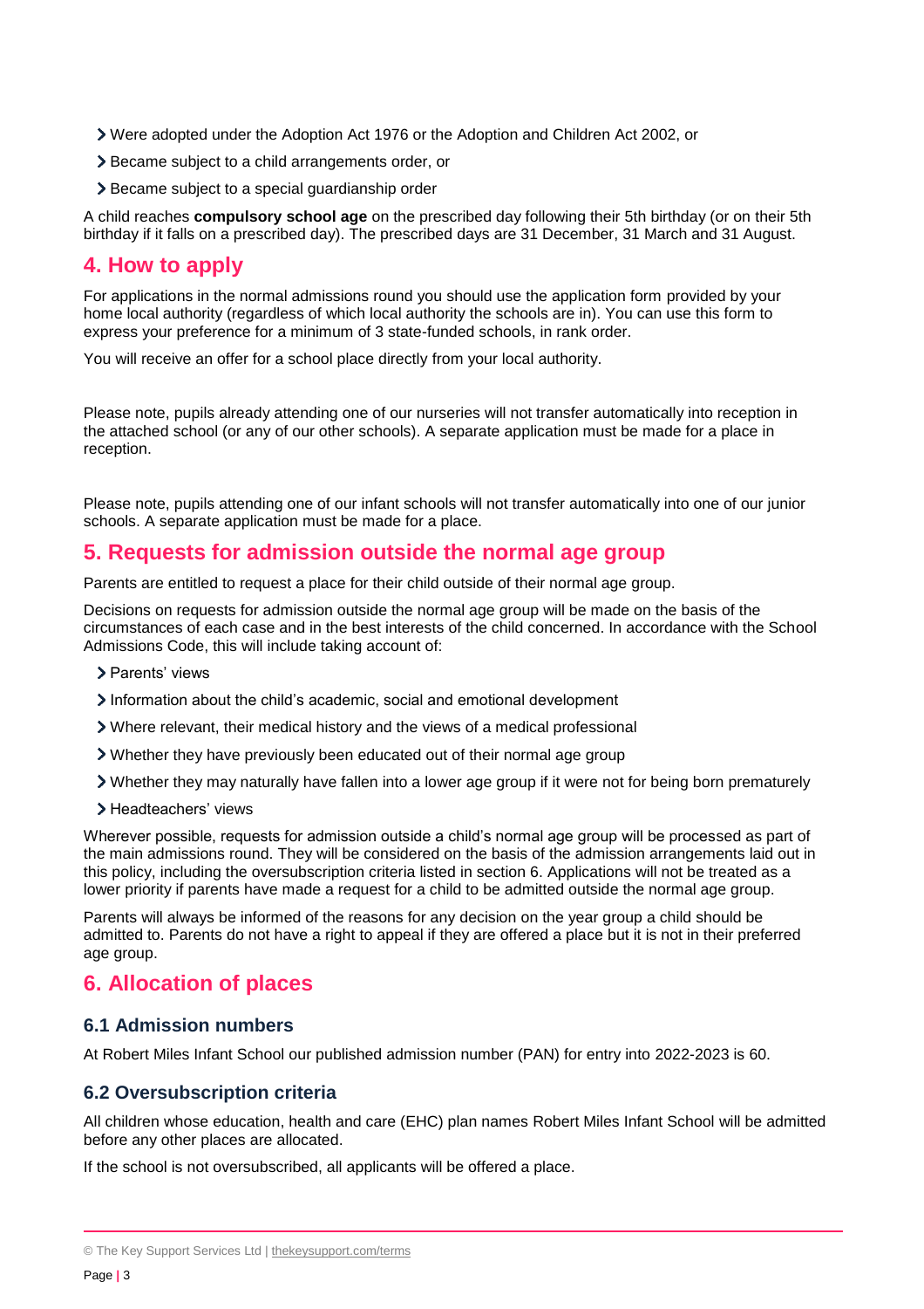- Were adopted under the Adoption Act 1976 or the Adoption and Children Act 2002, or
- Became subject to a child arrangements order, or
- Became subject to a special guardianship order

A child reaches **compulsory school age** on the prescribed day following their 5th birthday (or on their 5th birthday if it falls on a prescribed day). The prescribed days are 31 December, 31 March and 31 August.

## 4. How to apply

For applications in the normal admissions round you should use the application form provided by your home local authority (regardless of which local authority the schools are in). You can use this form to express your preference for a minimum of 3 state-funded schools, in rank order.

You will receive an offer for a school place directly from your local authority.

Please note, pupils already attending one of our nurseries will not transfer automatically into reception in the attached school (or any of our other schools). A separate application must be made for a place in reception.

Please note, pupils attending one of our infant schools will not transfer automatically into one of our junior schools. A separate application must be made for a place.

## 5. Requests for admission outside the normal age group

Parents are entitled to request a place for their child outside of their normal age group.

Decisions on requests for admission outside the normal age group will be made on the basis of the circumstances of each case and in the best interests of the child concerned. In accordance with the School Admissions Code, this will include taking account of:

- Parents' views
- Information about the child's academic, social and emotional development
- Where relevant, their medical history and the views of a medical professional
- Whether they have previously been educated out of their normal age group
- Whether they may naturally have fallen into a lower age group if it were not for being born prematurely
- Headteachers' views

Wherever possible, requests for admission outside a child's normal age group will be processed as part of the main admissions round. They will be considered on the basis of the admission arrangements laid out in this policy, including the oversubscription criteria listed in section 6. Applications will not be treated as a lower priority if parents have made a request for a child to be admitted outside the normal age group.

Parents will always be informed of the reasons for any decision on the year group a child should be admitted to. Parents do not have a right to appeal if they are offered a place but it is not in their preferred age group.

## 6. Allocation of places

### 6.1 Admission numbers

At Robert Miles Infant School our published admission number (PAN) for entry into 2022-2023 is 60.

### 6.2 Oversubscription criteria

All children whose education, health and care (EHC) plan names Robert Miles Infant School will be admitted before any other places are allocated.

If the school is not oversubscribed, all applicants will be offered a place.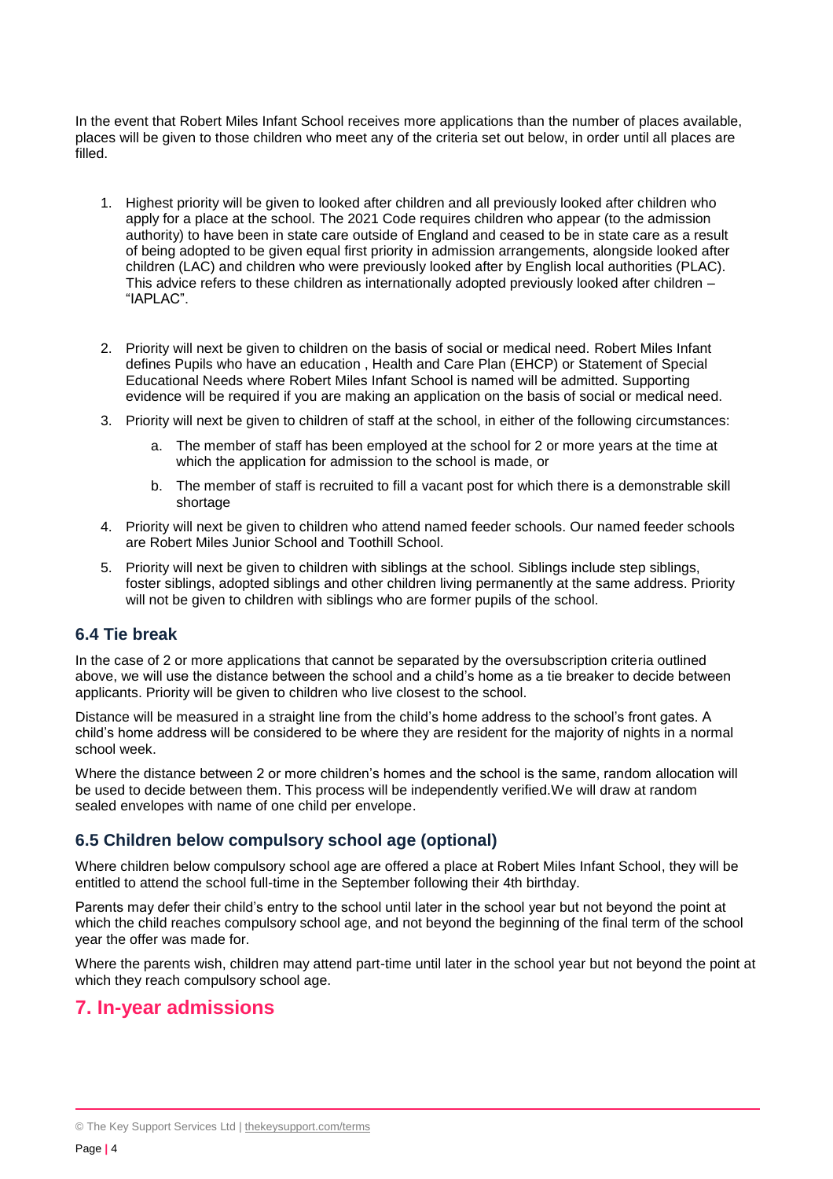In the event that Robert Miles Infant School receives more applications than the number of places available, places will be given to those children who meet any of the criteria set out below, in order until all places are filled.

1. Highest priority will be given to looked after children and all previously looked after children who apply for a place at the school. The 2021 Code requires children who appear (to the admission authority) to have been in state care outside of England and ceased to be in state care as a result of being adopted to be given equal first priority in admission arrangements, alongside looked after children (LAC) and children who were previously looked after by English local authorities (PLAC). This advice refers to these children as internationally adopted previously looked after children – "IAPLAC".

2. Priority will next be given to children on the basis of social or medical need. Robert Miles Infant defines Pupils who have an education , Health and Care Plan (EHCP) or Statement of Special Educational Needs where Robert Miles Infant School is named will be admitted. Supporting evidence will be required if you are making an application on the basis of social or medical need.
3. Priority will next be given to children of staff at the school, in either of the following circumstances:
    a. The member of staff has been employed at the school for 2 or more years at the time at which the application for admission to the school is made, or
    b. The member of staff is recruited to fill a vacant post for which there is a demonstrable skill shortage
4. Priority will next be given to children who attend named feeder schools. Our named feeder schools are Robert Miles Junior School and Toothill School.
5. Priority will next be given to children with siblings at the school. Siblings include step siblings, foster siblings, adopted siblings and other children living permanently at the same address. Priority will not be given to children with siblings who are former pupils of the school.

### 6.4 Tie break

In the case of 2 or more applications that cannot be separated by the oversubscription criteria outlined above, we will use the distance between the school and a child's home as a tie breaker to decide between applicants. Priority will be given to children who live closest to the school.

Distance will be measured in a straight line from the child's home address to the school's front gates. A child's home address will be considered to be where they are resident for the majority of nights in a normal school week.

Where the distance between 2 or more children's homes and the school is the same, random allocation will be used to decide between them. This process will be independently verified.We will draw at random sealed envelopes with name of one child per envelope.

### 6.5 Children below compulsory school age (optional)

Where children below compulsory school age are offered a place at Robert Miles Infant School, they will be entitled to attend the school full-time in the September following their 4th birthday.

Parents may defer their child's entry to the school until later in the school year but not beyond the point at which the child reaches compulsory school age, and not beyond the beginning of the final term of the school year the offer was made for.

Where the parents wish, children may attend part-time until later in the school year but not beyond the point at which they reach compulsory school age.

## 7. In-year admissions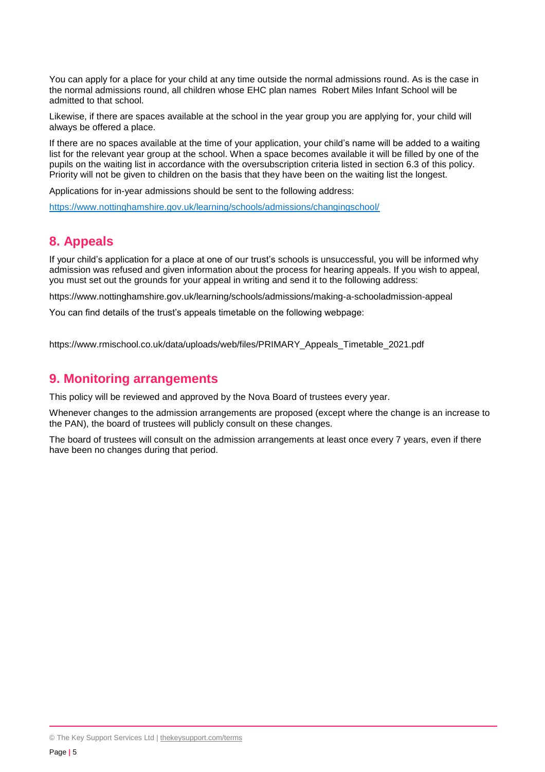You can apply for a place for your child at any time outside the normal admissions round. As is the case in the normal admissions round, all children whose EHC plan names Robert Miles Infant School will be admitted to that school.

Likewise, if there are spaces available at the school in the year group you are applying for, your child will always be offered a place.

If there are no spaces available at the time of your application, your child's name will be added to a waiting list for the relevant year group at the school. When a space becomes available it will be filled by one of the pupils on the waiting list in accordance with the oversubscription criteria listed in section 6.3 of this policy. Priority will not be given to children on the basis that they have been on the waiting list the longest.

Applications for in-year admissions should be sent to the following address:

[https://www.nottinghamshire.gov.uk/learning/schools/admissions/changingschool/](https://www.nottinghamshire.gov.uk/learning/schools/admissions/changingschool/)

## 8. Appeals

If your child's application for a place at one of our trust's schools is unsuccessful, you will be informed why admission was refused and given information about the process for hearing appeals. If you wish to appeal, you must set out the grounds for your appeal in writing and send it to the following address:

https://www.nottinghamshire.gov.uk/learning/schools/admissions/making-a-schooladmission-appeal

You can find details of the trust's appeals timetable on the following webpage:

https://www.rmischool.co.uk/data/uploads/web/files/PRIMARY_Appeals_Timetable_2021.pdf

## 9. Monitoring arrangements

This policy will be reviewed and approved by the Nova Board of trustees every year.

Whenever changes to the admission arrangements are proposed (except where the change is an increase to the PAN), the board of trustees will publicly consult on these changes.

The board of trustees will consult on the admission arrangements at least once every 7 years, even if there have been no changes during that period.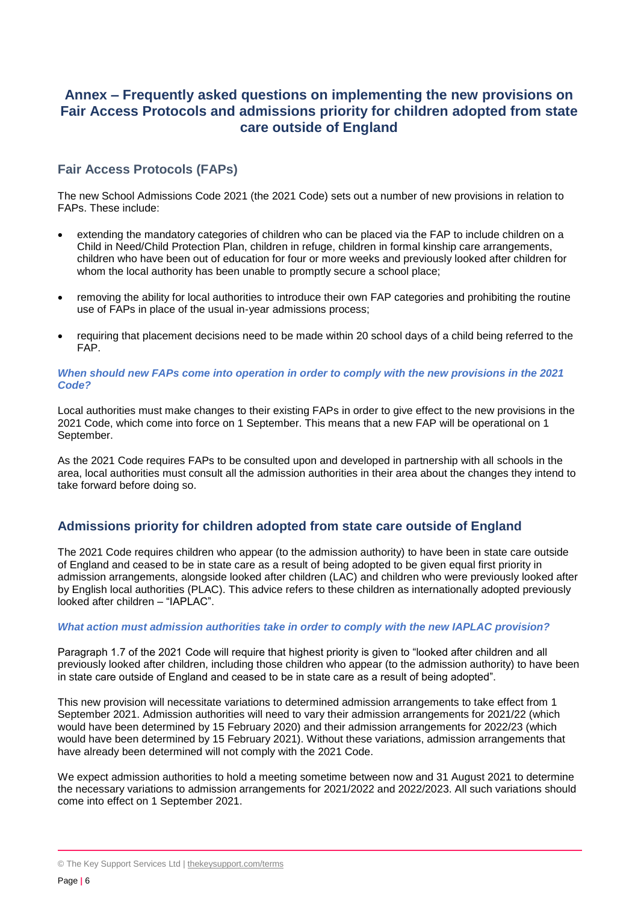## Annex – Frequently asked questions on implementing the new provisions on Fair Access Protocols and admissions priority for children adopted from state care outside of England

### Fair Access Protocols (FAPs)

The new School Admissions Code 2021 (the 2021 Code) sets out a number of new provisions in relation to FAPs. These include:

- extending the mandatory categories of children who can be placed via the FAP to include children on a Child in Need/Child Protection Plan, children in refuge, children in formal kinship care arrangements, children who have been out of education for four or more weeks and previously looked after children for whom the local authority has been unable to promptly secure a school place;
- removing the ability for local authorities to introduce their own FAP categories and prohibiting the routine use of FAPs in place of the usual in-year admissions process;
- requiring that placement decisions need to be made within 20 school days of a child being referred to the FAP.

***When should new FAPs come into operation in order to comply with the new provisions in the 2021 Code?***

Local authorities must make changes to their existing FAPs in order to give effect to the new provisions in the 2021 Code, which come into force on 1 September. This means that a new FAP will be operational on 1 September.

As the 2021 Code requires FAPs to be consulted upon and developed in partnership with all schools in the area, local authorities must consult all the admission authorities in their area about the changes they intend to take forward before doing so.

### Admissions priority for children adopted from state care outside of England

The 2021 Code requires children who appear (to the admission authority) to have been in state care outside of England and ceased to be in state care as a result of being adopted to be given equal first priority in admission arrangements, alongside looked after children (LAC) and children who were previously looked after by English local authorities (PLAC). This advice refers to these children as internationally adopted previously looked after children – "IAPLAC".

***What action must admission authorities take in order to comply with the new IAPLAC provision?***

Paragraph 1.7 of the 2021 Code will require that highest priority is given to "looked after children and all previously looked after children, including those children who appear (to the admission authority) to have been in state care outside of England and ceased to be in state care as a result of being adopted".

This new provision will necessitate variations to determined admission arrangements to take effect from 1 September 2021. Admission authorities will need to vary their admission arrangements for 2021/22 (which would have been determined by 15 February 2020) and their admission arrangements for 2022/23 (which would have been determined by 15 February 2021). Without these variations, admission arrangements that have already been determined will not comply with the 2021 Code.

We expect admission authorities to hold a meeting sometime between now and 31 August 2021 to determine the necessary variations to admission arrangements for 2021/2022 and 2022/2023. All such variations should come into effect on 1 September 2021.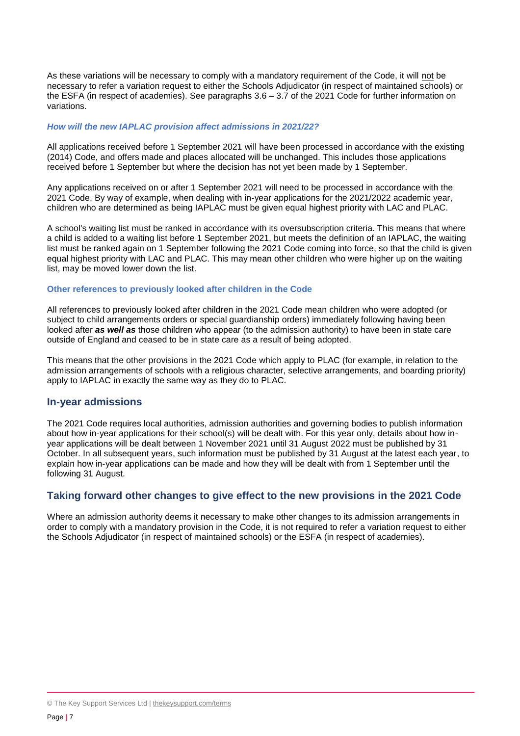As these variations will be necessary to comply with a mandatory requirement of the Code, it will not be necessary to refer a variation request to either the Schools Adjudicator (in respect of maintained schools) or the ESFA (in respect of academies). See paragraphs 3.6 – 3.7 of the 2021 Code for further information on variations.

#### *How will the new IAPLAC provision affect admissions in 2021/22?*

All applications received before 1 September 2021 will have been processed in accordance with the existing (2014) Code, and offers made and places allocated will be unchanged. This includes those applications received before 1 September but where the decision has not yet been made by 1 September.

Any applications received on or after 1 September 2021 will need to be processed in accordance with the 2021 Code. By way of example, when dealing with in-year applications for the 2021/2022 academic year, children who are determined as being IAPLAC must be given equal highest priority with LAC and PLAC.

A school's waiting list must be ranked in accordance with its oversubscription criteria. This means that where a child is added to a waiting list before 1 September 2021, but meets the definition of an IAPLAC, the waiting list must be ranked again on 1 September following the 2021 Code coming into force, so that the child is given equal highest priority with LAC and PLAC. This may mean other children who were higher up on the waiting list, may be moved lower down the list.

#### Other references to previously looked after children in the Code

All references to previously looked after children in the 2021 Code mean children who were adopted (or subject to child arrangements orders or special guardianship orders) immediately following having been looked after ***as well as*** those children who appear (to the admission authority) to have been in state care outside of England and ceased to be in state care as a result of being adopted.

This means that the other provisions in the 2021 Code which apply to PLAC (for example, in relation to the admission arrangements of schools with a religious character, selective arrangements, and boarding priority) apply to IAPLAC in exactly the same way as they do to PLAC.

## In-year admissions

The 2021 Code requires local authorities, admission authorities and governing bodies to publish information about how in-year applications for their school(s) will be dealt with. For this year only, details about how in-year applications will be dealt between 1 November 2021 until 31 August 2022 must be published by 31 October. In all subsequent years, such information must be published by 31 August at the latest each year, to explain how in-year applications can be made and how they will be dealt with from 1 September until the following 31 August.

## Taking forward other changes to give effect to the new provisions in the 2021 Code

Where an admission authority deems it necessary to make other changes to its admission arrangements in order to comply with a mandatory provision in the Code, it is not required to refer a variation request to either the Schools Adjudicator (in respect of maintained schools) or the ESFA (in respect of academies).